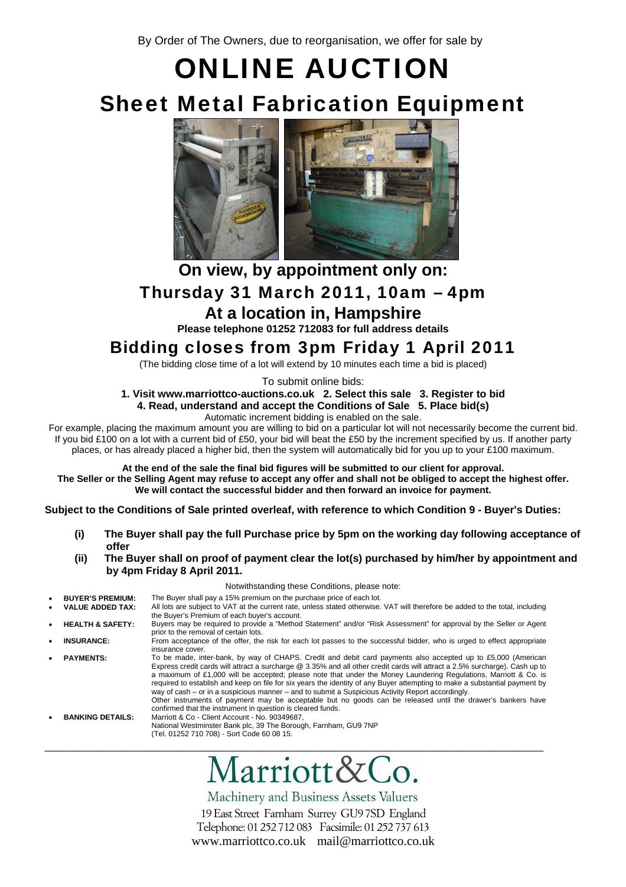By Order of The Owners, due to reorganisation, we offer for sale by

# ONLINE AUCTION

## Sheet Metal Fabrication Equipment

### On view, by appointment only on:

### Thursday 31 March 2011, 10am – 4pm

### At a location in, Hampshire

**Please telephone 01252 712083 for full address details**

## Bidding closes from 3pm Friday 1 April 2011

(The bidding close time of a lot will extend by 10 minutes each time a bid is placed)

To submit online bids:

**1. Visit www.marriottco-auctions.co.uk 2. Select this sale 3. Register to bid 4. Read, understand and accept the Conditions of Sale 5. Place bid(s)**

Automatic increment bidding is enabled on the sale.

For example, placing the maximum amount you are willing to bid on a particular lot will not necessarily become the current bid. If you bid £100 on a lot with a current bid of £50, your bid will beat the £50 by the increment specified by us. If another party places, or has already placed a higher bid, then the system will automatically bid for you up to your £100 maximum.

**At the end of the sale the final bid figures will be submitted to our client for approval. The Seller or the Selling Agent may refuse to accept any offer and shall not be obliged to accept the highest offer. We will contact the successful bidder and then forward an invoice for payment.**

**Subject to the Conditions of Sale printed overleaf, with reference to which Condition 9 - Buyer's Duties:**

**(i) The Buyer shall pay the full Purchase price by 5pm on the working day following acceptance of offer**

**(ii) The Buyer shall on proof of payment clear the lot(s) purchased by him/her by appointment and by 4pm Friday 8 April 2011.**

Notwithstanding these Conditions, please note:

- **BUYER'S PREMIUM:** The Buyer shall pay a 15% premium on the purchase price of each lot.
- **VALUE ADDED TAX:** All lots are subject to VAT at the current rate, unless stated otherwise. VAT will therefore be added to the total, including the Buyer's Premium of each buyer's account.
- **HEALTH & SAFETY:** Buyers may be required to provide a "Method Statement" and/or "Risk Assessment" for approval by the Seller or Agent prior to the removal of certain lots.
- **INSURANCE:** From acceptance of the offer, the risk for each lot passes to the successful bidder, who is urged to effect appropriate insurance cover.
- **PAYMENTS:** To be made, inter-bank, by way of CHAPS. Credit and debit card payments also accepted up to £5,000 (American Express credit cards will attract a surcharge @ 3.35% and all other credit cards will attract a 2.5% surcharge). Cash up to a maximum of £1,000 will be accepted; please note that under the Money Laundering Regulations, Marriott & Co. is required to establish and keep on file for six years the identity of any Buyer attempting to make a substantial payment by way of cash – or in a suspicious manner – and to submit a Suspicious Activity Report accordingly. Other instruments of payment may be acceptable but no goods can be released until the drawer's bankers have confirmed that the instrument in question is cleared funds.
- **BANKING DETAILS:** Marriott & Co - Client Account - No. 90349687, National Westminster Bank plc, 39 The Borough, Farnham, GU9 7NP (Tel. 01252 710 708) - Sort Code 60 08 15.

---

# Marriott&Co.

Machinery and Business Assets Valuers

19 East Street Farnham Surrey GU9 7SD England

Telephone: 01 252 712 083 Facsimile: 01 252 737 613

www.marriottco.co.uk mail@marriottco.co.uk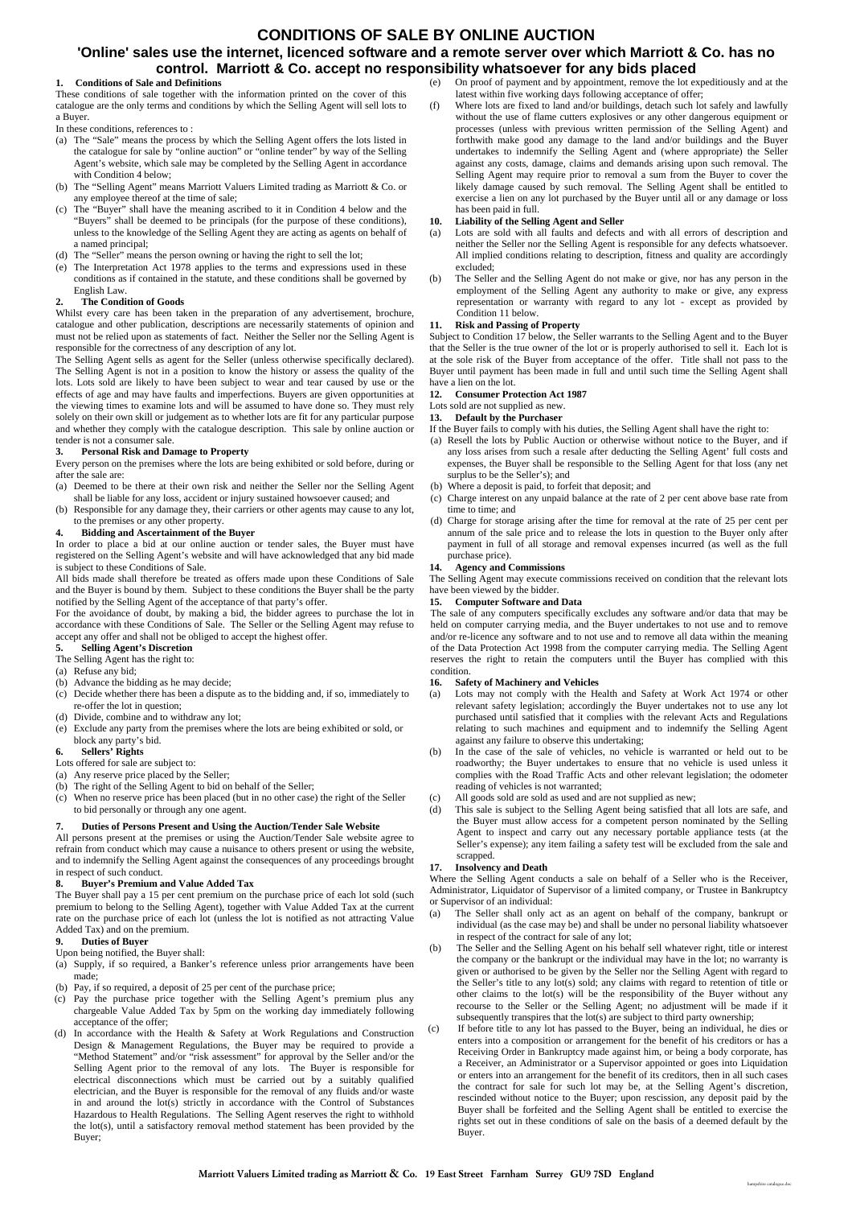# CONDITIONS OF SALE BY ONLINE AUCTION

## 'Online' sales use the internet, licenced software and a remote server over which Marriott & Co. has no control. Marriott & Co. accept no responsibility whatsoever for any bids placed

### 1. Conditions of Sale and Definitions

These conditions of sale together with the information printed on the cover of this catalogue are the only terms and conditions by which the Selling Agent will sell lots to a Buyer.

In these conditions, references to :

(a) The "Sale" means the process by which the Selling Agent offers the lots listed in the catalogue for sale by "online auction" or "online tender" by way of the Selling Agent's website, which sale may be completed by the Selling Agent in accordance with Condition 4 below;

(b) The "Selling Agent" means Marriott Valuers Limited trading as Marriott & Co. or any employee thereof at the time of sale;

(c) The "Buyer" shall have the meaning ascribed to it in Condition 4 below and the "Buyers" shall be deemed to be principals (for the purpose of these conditions), unless to the knowledge of the Selling Agent they are acting as agents on behalf of a named principal;

(d) The "Seller" means the person owning or having the right to sell the lot;

(e) The Interpretation Act 1978 applies to the terms and expressions used in these conditions as if contained in the statute, and these conditions shall be governed by English Law.

### 2. The Condition of Goods

Whilst every care has been taken in the preparation of any advertisement, brochure, catalogue and other publication, descriptions are necessarily statements of opinion and must not be relied upon as statements of fact. Neither the Seller nor the Selling Agent is responsible for the correctness of any description of any lot.

The Selling Agent sells as agent for the Seller (unless otherwise specifically declared). The Selling Agent is not in a position to know the history or assess the quality of the lots. Lots sold are likely to have been subject to wear and tear caused by use or the effects of age and may have faults and imperfections. Buyers are given opportunities at the viewing times to examine lots and will be assumed to have done so. They must rely solely on their own skill or judgement as to whether lots are fit for any particular purpose and whether they comply with the catalogue description. This sale by online auction or tender is not a consumer sale.

### 3. Personal Risk and Damage to Property

Every person on the premises where the lots are being exhibited or sold before, during or after the sale are:

(a) Deemed to be there at their own risk and neither the Seller nor the Selling Agent shall be liable for any loss, accident or injury sustained howsoever caused; and

(b) Responsible for any damage they, their carriers or other agents may cause to any lot, to the premises or any other property.

### 4. Bidding and Ascertainment of the Buyer

In order to place a bid at our online auction or tender sales, the Buyer must have registered on the Selling Agent's website and will have acknowledged that any bid made is subject to these Conditions of Sale.

All bids made shall therefore be treated as offers made upon these Conditions of Sale and the Buyer is bound by them. Subject to these conditions the Buyer shall be the party notified by the Selling Agent of the acceptance of that party's offer.

For the avoidance of doubt, by making a bid, the bidder agrees to purchase the lot in accordance with these Conditions of Sale. The Seller or the Selling Agent may refuse to accept any offer and shall not be obliged to accept the highest offer.

### 5. Selling Agent's Discretion

The Selling Agent has the right to:

(a) Refuse any bid;

(b) Advance the bidding as he may decide;

(c) Decide whether there has been a dispute as to the bidding and, if so, immediately to re-offer the lot in question;

(d) Divide, combine and to withdraw any lot;

(e) Exclude any party from the premises where the lots are being exhibited or sold, or block any party's bid.

### 6. Sellers' Rights

Lots offered for sale are subject to:

(a) Any reserve price placed by the Seller;

(b) The right of the Selling Agent to bid on behalf of the Seller;

(c) When no reserve price has been placed (but in no other case) the right of the Seller to bid personally or through any one agent.

### 7. Duties of Persons Present and Using the Auction/Tender Sale Website

All persons present at the premises or using the Auction/Tender Sale website agree to refrain from conduct which may cause a nuisance to others present or using the website, and to indemnify the Selling Agent against the consequences of any proceedings brought in respect of such conduct.

### 8. Buyer's Premium and Value Added Tax

The Buyer shall pay a 15 per cent premium on the purchase price of each lot sold (such premium to belong to the Selling Agent), together with Value Added Tax at the current rate on the purchase price of each lot (unless the lot is notified as not attracting Value Added Tax) and on the premium.

### 9. Duties of Buyer

Upon being notified, the Buyer shall:

(a) Supply, if so required, a Banker's reference unless prior arrangements have been made;

(b) Pay, if so required, a deposit of 25 per cent of the purchase price;

(c) Pay the purchase price together with the Selling Agent's premium plus any chargeable Value Added Tax by 5pm on the working day immediately following acceptance of the offer;

(d) In accordance with the Health & Safety at Work Regulations and Construction Design & Management Regulations, the Buyer may be required to provide a "Method Statement" and/or "risk assessment" for approval by the Seller and/or the Selling Agent prior to the removal of any lots. The Buyer is responsible for electrical disconnections which must be carried out by a suitably qualified electrician, and the Buyer is responsible for the removal of any fluids and/or waste in and around the lot(s) strictly in accordance with the Control of Substances Hazardous to Health Regulations. The Selling Agent reserves the right to withhold the lot(s), until a satisfactory removal method statement has been provided by the Buyer;

(e) On proof of payment and by appointment, remove the lot expeditiously and at the latest within five working days following acceptance of offer;

(f) Where lots are fixed to land and/or buildings, detach such lot safely and lawfully without the use of flame cutters explosives or any other dangerous equipment or processes (unless with previous written permission of the Selling Agent) and forthwith make good any damage to the land and/or buildings and the Buyer undertakes to indemnify the Selling Agent and (where appropriate) the Seller against any costs, damage, claims and demands arising upon such removal. The Selling Agent may require prior to removal a sum from the Buyer to cover the likely damage caused by such removal. The Selling Agent shall be entitled to exercise a lien on any lot purchased by the Buyer until all or any damage or loss has been paid in full.

### 10. Liability of the Selling Agent and Seller

(a) Lots are sold with all faults and defects and with all errors of description and neither the Seller nor the Selling Agent is responsible for any defects whatsoever. All implied conditions relating to description, fitness and quality are accordingly excluded;

(b) The Seller and the Selling Agent do not make or give, nor has any person in the employment of the Selling Agent any authority to make or give, any express representation or warranty with regard to any lot - except as provided by Condition 11 below.

### 11. Risk and Passing of Property

Subject to Condition 17 below, the Seller warrants to the Selling Agent and to the Buyer that the Seller is the true owner of the lot or is properly authorised to sell it. Each lot is at the sole risk of the Buyer from acceptance of the offer. Title shall not pass to the Buyer until payment has been made in full and until such time the Selling Agent shall have a lien on the lot.

### 12. Consumer Protection Act 1987

Lots sold are not supplied as new.

### 13. Default by the Purchaser

If the Buyer fails to comply with his duties, the Selling Agent shall have the right to:

(a) Resell the lots by Public Auction or otherwise without notice to the Buyer, and if any loss arises from such a resale after deducting the Selling Agent' full costs and expenses, the Buyer shall be responsible to the Selling Agent for that loss (any net surplus to be the Seller's); and

(b) Where a deposit is paid, to forfeit that deposit; and

(c) Charge interest on any unpaid balance at the rate of 2 per cent above base rate from time to time; and

(d) Charge for storage arising after the time for removal at the rate of 25 per cent per annum of the sale price and to release the lots in question to the Buyer only after payment in full of all storage and removal expenses incurred (as well as the full purchase price).

### 14. Agency and Commissions

The Selling Agent may execute commissions received on condition that the relevant lots have been viewed by the bidder.

### 15. Computer Software and Data

The sale of any computers specifically excludes any software and/or data that may be held on computer carrying media, and the Buyer undertakes to not use and to remove and/or re-licence any software and to not use and to remove all data within the meaning of the Data Protection Act 1998 from the computer carrying media. The Selling Agent reserves the right to retain the computers until the Buyer has complied with this condition.

### 16. Safety of Machinery and Vehicles

(a) Lots may not comply with the Health and Safety at Work Act 1974 or other relevant safety legislation; accordingly the Buyer undertakes not to use any lot purchased until satisfied that it complies with the relevant Acts and Regulations relating to such machines and equipment and to indemnify the Selling Agent against any failure to observe this undertaking;

(b) In the case of the sale of vehicles, no vehicle is warranted or held out to be roadworthy; the Buyer undertakes to ensure that no vehicle is used unless it complies with the Road Traffic Acts and other relevant legislation; the odometer reading of vehicles is not warranted;

(c) All goods sold are sold as used and are not supplied as new;

(d) This sale is subject to the Selling Agent being satisfied that all lots are safe, and the Buyer must allow access for a competent person nominated by the Selling Agent to inspect and carry out any necessary portable appliance tests (at the Seller's expense); any item failing a safety test will be excluded from the sale and scrapped.

### 17. Insolvency and Death

Where the Selling Agent conducts a sale on behalf of a Seller who is the Receiver, Administrator, Liquidator of Supervisor of a limited company, or Trustee in Bankruptcy or Supervisor of an individual:

(a) The Seller shall only act as an agent on behalf of the company, bankrupt or individual (as the case may be) and shall be under no personal liability whatsoever in respect of the contract for sale of any lot;

(b) The Seller and the Selling Agent on his behalf sell whatever right, title or interest the company or the bankrupt or the individual may have in the lot; no warranty is given or authorised to be given by the Seller nor the Selling Agent with regard to the Seller's title to any lot(s) sold; any claims with regard to retention of title or other claims to the lot(s) will be the responsibility of the Buyer without any recourse to the Seller or the Selling Agent; no adjustment will be made if it subsequently transpires that the lot(s) are subject to third party ownership;

(c) If before title to any lot has passed to the Buyer, being an individual, he dies or enters into a composition or arrangement for the benefit of his creditors or has a Receiving Order in Bankruptcy made against him, or being a body corporate, has a Receiver, an Administrator or a Supervisor appointed or goes into Liquidation or enters into an arrangement for the benefit of its creditors, then in all such cases the contract for sale for such lot may be, at the Selling Agent's discretion, rescinded without notice to the Buyer; upon rescission, any deposit paid by the Buyer shall be forfeited and the Selling Agent shall be entitled to exercise the rights set out in these conditions of sale on the basis of a deemed default by the Buyer.

**Marriott Valuers Limited trading as Marriott & Co. 19 East Street Farnham Surrey GU9 7SD England**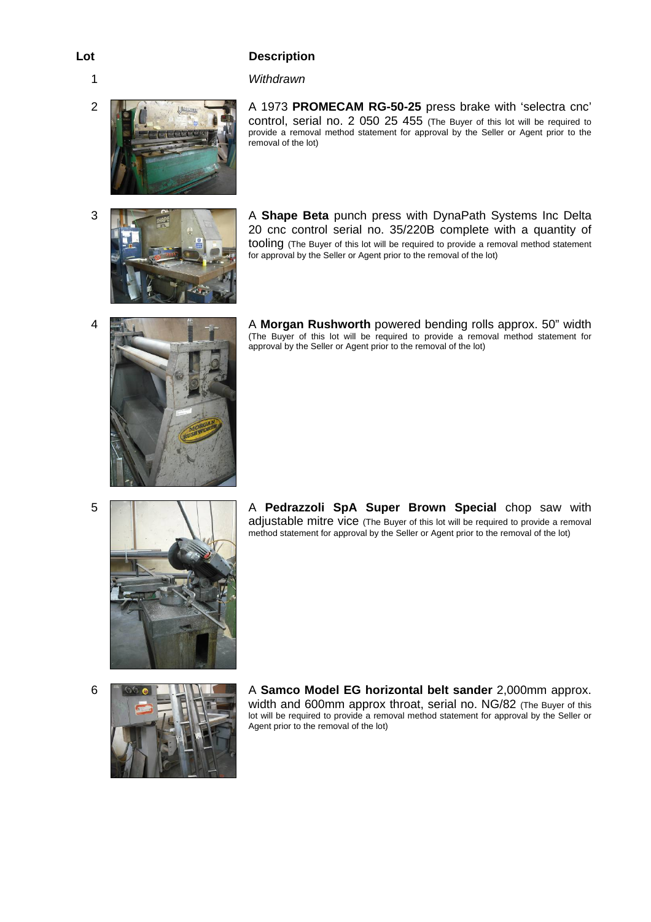| Lot | Description |
|---|---|
| 1 | *Withdrawn* |
| 2 | A 1973 **PROMECAM RG-50-25** press brake with 'selectra cnc' control, serial no. 2 050 25 455 (The Buyer of this lot will be required to provide a removal method statement for approval by the Seller or Agent prior to the removal of the lot) |
| 3 | A **Shape Beta** punch press with DynaPath Systems Inc Delta 20 cnc control serial no. 35/220B complete with a quantity of tooling (The Buyer of this lot will be required to provide a removal method statement for approval by the Seller or Agent prior to the removal of the lot) |
| 4 | A **Morgan Rushworth** powered bending rolls approx. 50" width (The Buyer of this lot will be required to provide a removal method statement for approval by the Seller or Agent prior to the removal of the lot) |
| 5 | A **Pedrazzoli SpA Super Brown Special** chop saw with adjustable mitre vice (The Buyer of this lot will be required to provide a removal method statement for approval by the Seller or Agent prior to the removal of the lot) |
| 6 | A **Samco Model EG horizontal belt sander** 2,000mm approx. width and 600mm approx throat, serial no. NG/82 (The Buyer of this lot will be required to provide a removal method statement for approval by the Seller or Agent prior to the removal of the lot) |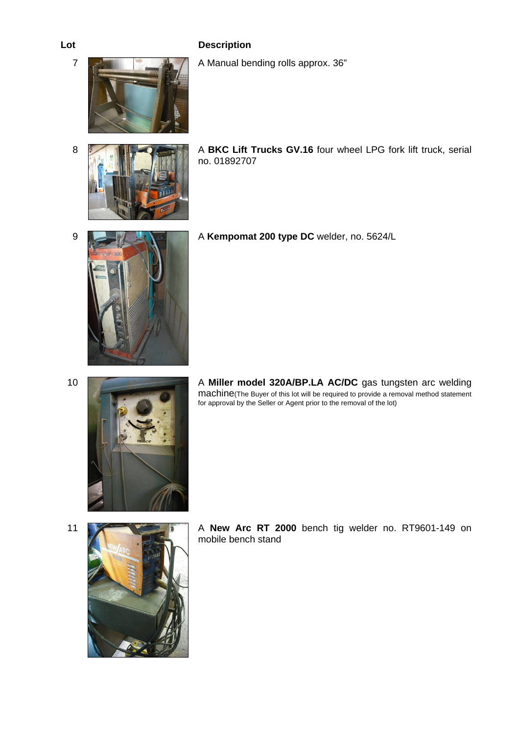| Lot | Description |
| --- | --- |
| 7 | A Manual bending rolls approx. 36” |
| 8 | A **BKC Lift Trucks GV.16** four wheel LPG fork lift truck, serial no. 01892707 |
| 9 | A **Kempomat 200 type DC** welder, no. 5624/L |
| 10 | A **Miller model 320A/BP.LA AC/DC** gas tungsten arc welding machine(The Buyer of this lot will be required to provide a removal method statement for approval by the Seller or Agent prior to the removal of the lot) |
| 11 | A **New Arc RT 2000** bench tig welder no. RT9601-149 on mobile bench stand |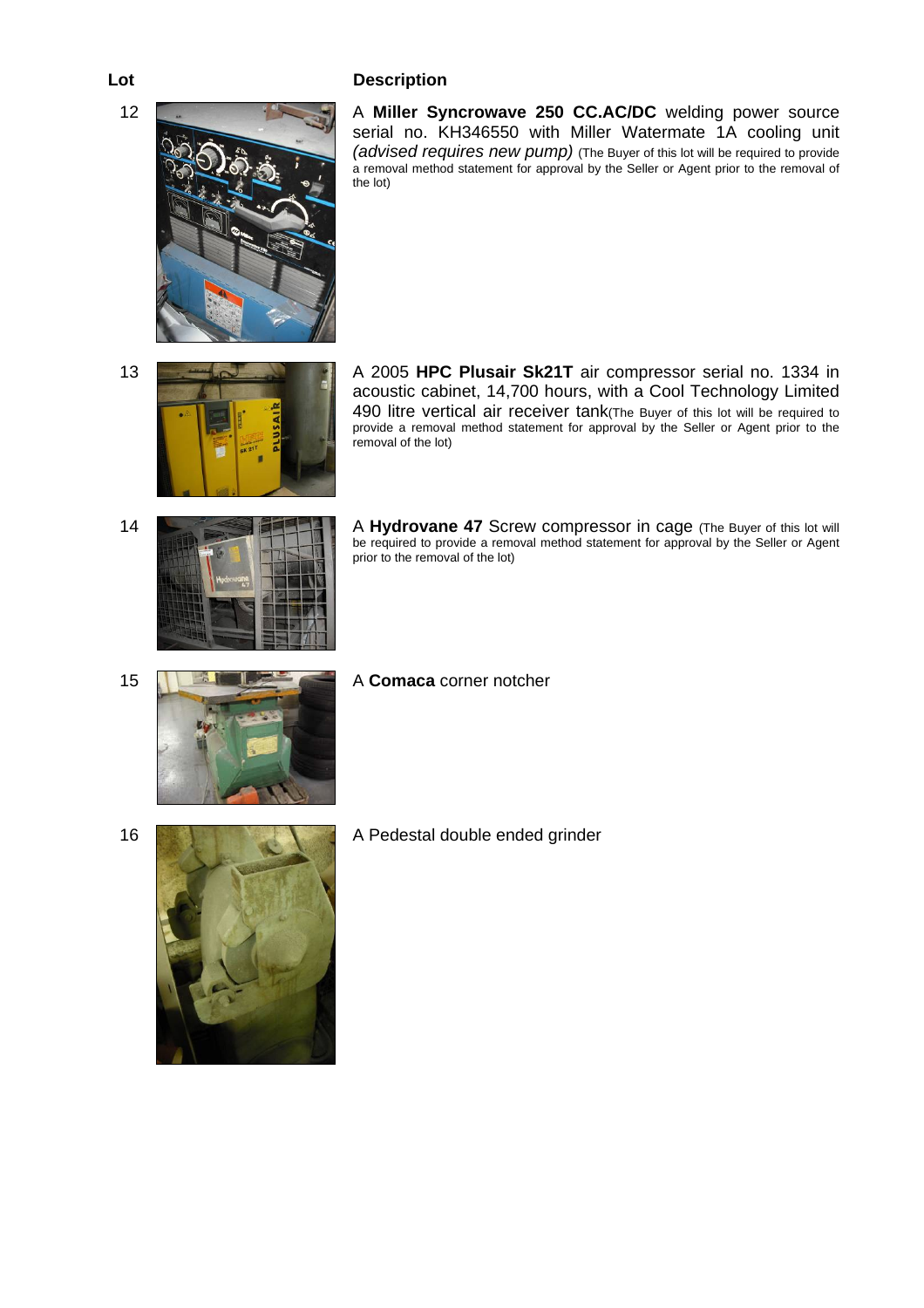| Lot | Description |
| --- | --- |
| 12 | A **Miller Syncrowave 250 CC.AC/DC** welding power source serial no. KH346550 with Miller Watermate 1A cooling unit *(advised requires new pump)* (The Buyer of this lot will be required to provide a removal method statement for approval by the Seller or Agent prior to the removal of the lot) |
| 13 | A 2005 **HPC Plusair Sk21T** air compressor serial no. 1334 in acoustic cabinet, 14,700 hours, with a Cool Technology Limited 490 litre vertical air receiver tank(The Buyer of this lot will be required to provide a removal method statement for approval by the Seller or Agent prior to the removal of the lot) |
| 14 | A **Hydrovane 47** Screw compressor in cage (The Buyer of this lot will be required to provide a removal method statement for approval by the Seller or Agent prior to the removal of the lot) |
| 15 | A **Comaca** corner notcher |
| 16 | A Pedestal double ended grinder |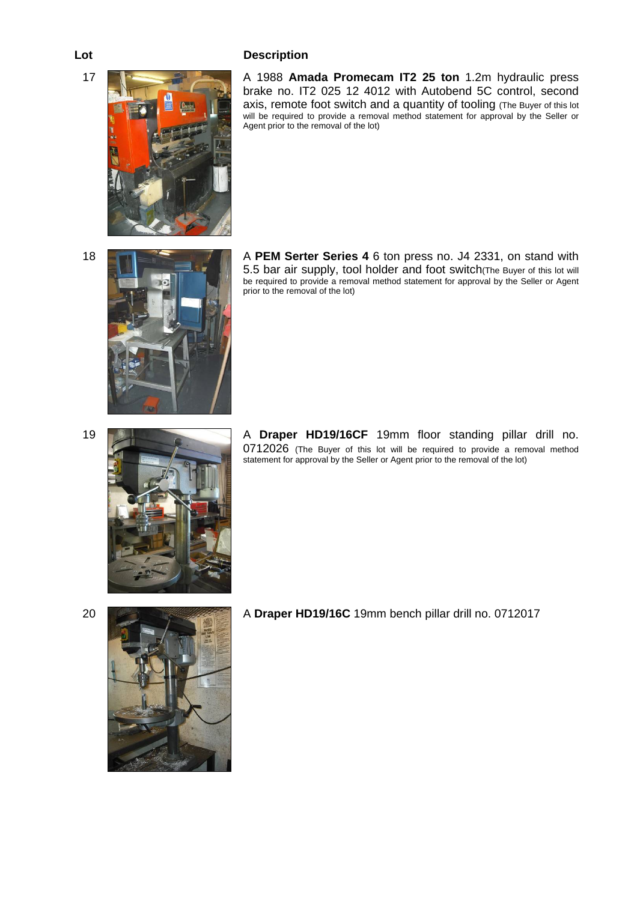| Lot | Description |
| --- | --- |
| 17 | A 1988 **Amada Promecam IT2 25 ton** 1.2m hydraulic press brake no. IT2 025 12 4012 with Autobend 5C control, second axis, remote foot switch and a quantity of tooling (The Buyer of this lot will be required to provide a removal method statement for approval by the Seller or Agent prior to the removal of the lot) |
| 18 | A **PEM Serter Series 4** 6 ton press no. J4 2331, on stand with 5.5 bar air supply, tool holder and foot switch(The Buyer of this lot will be required to provide a removal method statement for approval by the Seller or Agent prior to the removal of the lot) |
| 19 | A **Draper HD19/16CF** 19mm floor standing pillar drill no. 0712026 (The Buyer of this lot will be required to provide a removal method statement for approval by the Seller or Agent prior to the removal of the lot) |
| 20 | A **Draper HD19/16C** 19mm bench pillar drill no. 0712017 |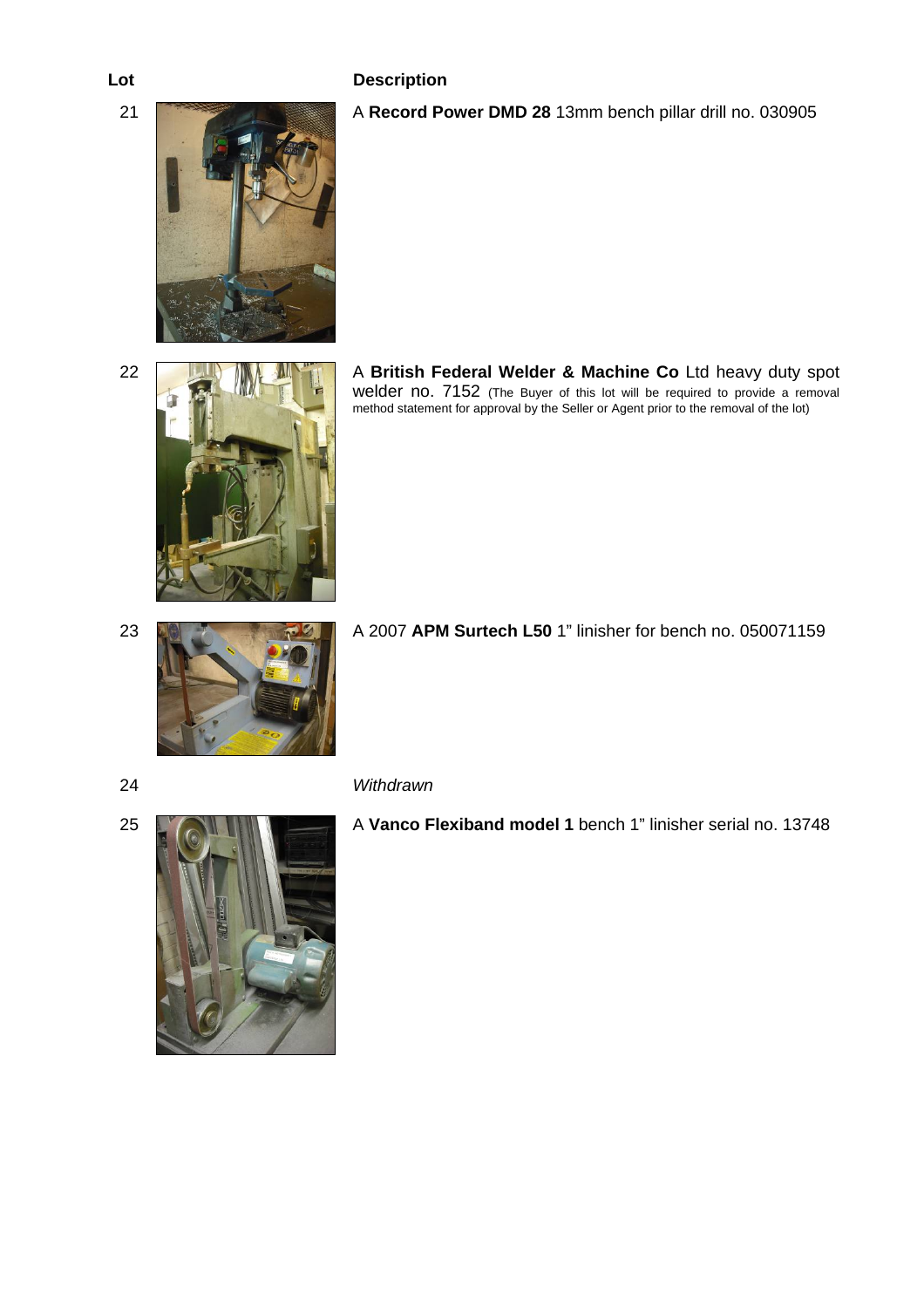| Lot | Description |
|---|---|
| 21 | A **Record Power DMD 28** 13mm bench pillar drill no. 030905 |
| 22 | A **British Federal Welder & Machine Co** Ltd heavy duty spot welder no. 7152 (The Buyer of this lot will be required to provide a removal method statement for approval by the Seller or Agent prior to the removal of the lot) |
| 23 | A 2007 **APM Surtech L50** 1" linisher for bench no. 050071159 |
| 24 | *Withdrawn* |
| 25 | A **Vanco Flexiband model 1** bench 1" linisher serial no. 13748 |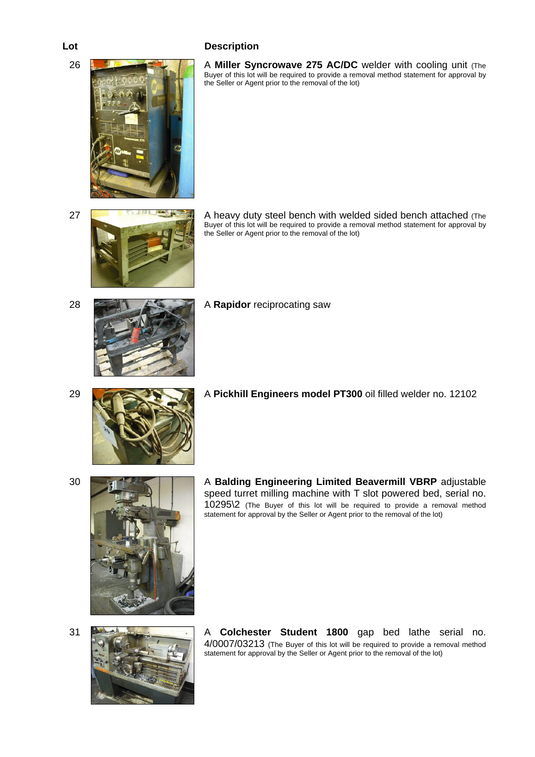| Lot | Description |
| --- | --- |
| 26 | A **Miller Syncrowave 275 AC/DC** welder with cooling unit (The Buyer of this lot will be required to provide a removal method statement for approval by the Seller or Agent prior to the removal of the lot) |
| 27 | A heavy duty steel bench with welded sided bench attached (The Buyer of this lot will be required to provide a removal method statement for approval by the Seller or Agent prior to the removal of the lot) |
| 28 | A **Rapidor** reciprocating saw |
| 29 | A **Pickhill Engineers model PT300** oil filled welder no. 12102 |
| 30 | A **Balding Engineering Limited Beavermill VBRP** adjustable speed turret milling machine with T slot powered bed, serial no. 10295\2 (The Buyer of this lot will be required to provide a removal method statement for approval by the Seller or Agent prior to the removal of the lot) |
| 31 | A **Colchester Student 1800** gap bed lathe serial no. 4/0007/03213 (The Buyer of this lot will be required to provide a removal method statement for approval by the Seller or Agent prior to the removal of the lot) |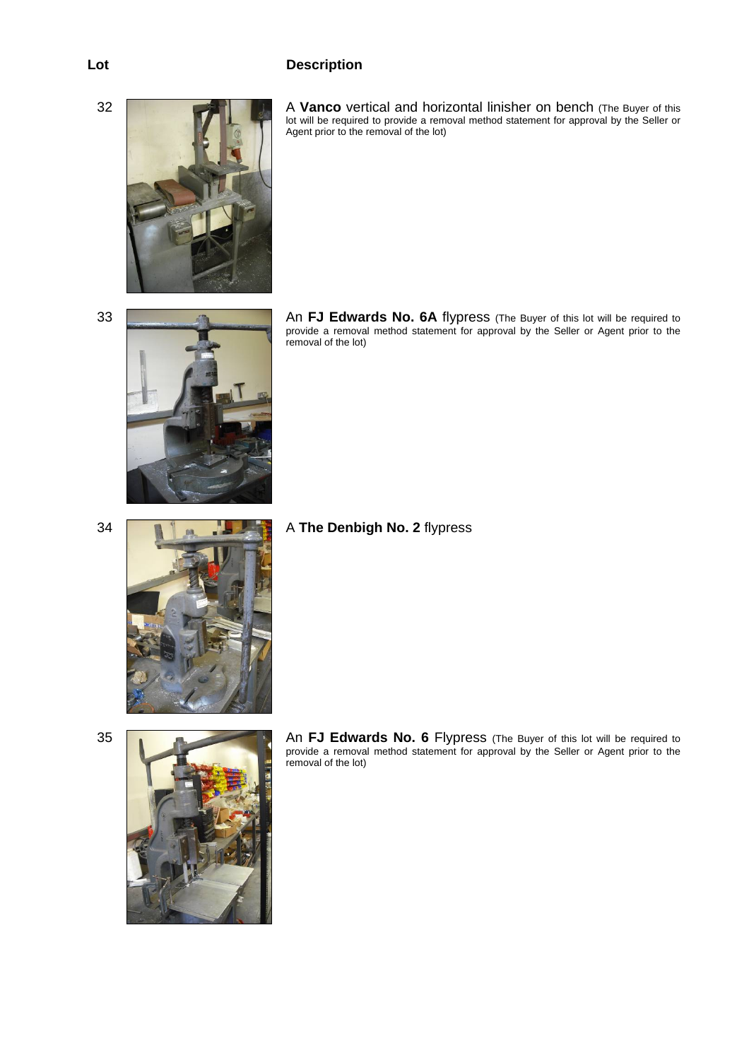| Lot | Description |
|---|---|
| 32 | A **Vanco** vertical and horizontal linisher on bench (The Buyer of this lot will be required to provide a removal method statement for approval by the Seller or Agent prior to the removal of the lot) |
| 33 | An **FJ Edwards No. 6A** flypress (The Buyer of this lot will be required to provide a removal method statement for approval by the Seller or Agent prior to the removal of the lot) |
| 34 | A **The Denbigh No. 2** flypress |
| 35 | An **FJ Edwards No. 6** Flypress (The Buyer of this lot will be required to provide a removal method statement for approval by the Seller or Agent prior to the removal of the lot) |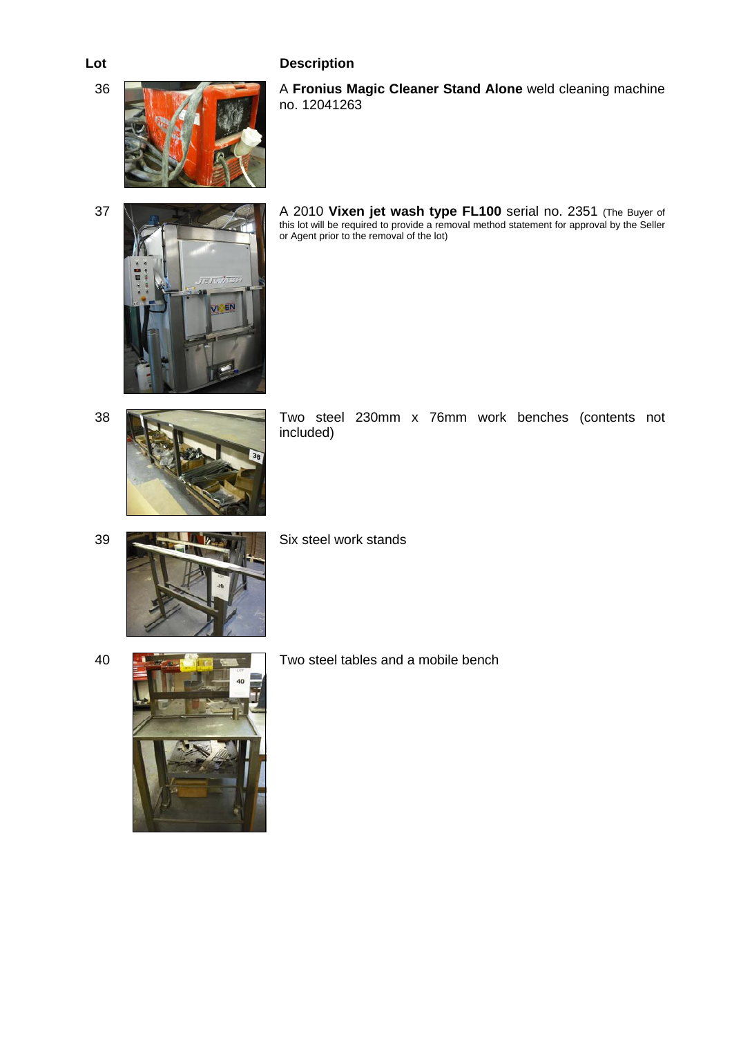| Lot | Description |
| --- | --- |
| 36 | A **Fronius Magic Cleaner Stand Alone** weld cleaning machine no. 12041263 |
| 37 | A 2010 **Vixen jet wash type FL100** serial no. 2351 (The Buyer of this lot will be required to provide a removal method statement for approval by the Seller or Agent prior to the removal of the lot) |
| 38 | Two steel 230mm x 76mm work benches (contents not included) |
| 39 | Six steel work stands |
| 40 | Two steel tables and a mobile bench |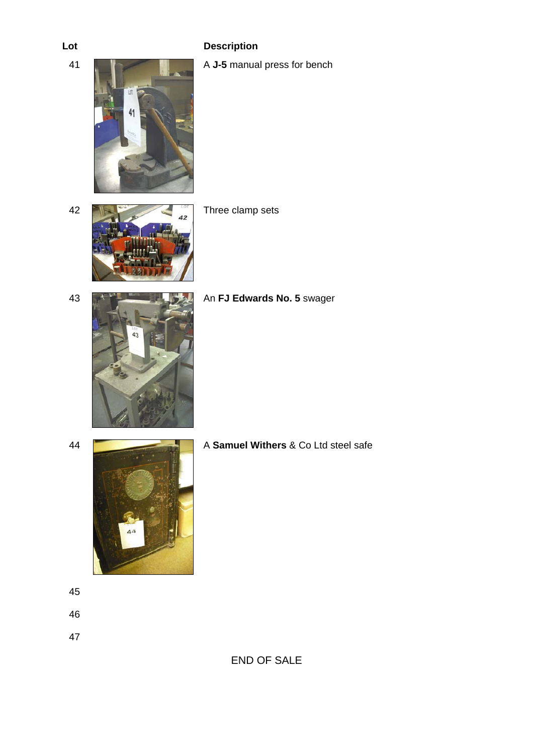| Lot | Description |
|---|---|
| 41 | A **J-5** manual press for bench |
| 42 | Three clamp sets |
| 43 | An **FJ Edwards No. 5** swager |
| 44 | A **Samuel Withers** & Co Ltd steel safe |
| 45 | |
| 46 | |
| 47 | |

END OF SALE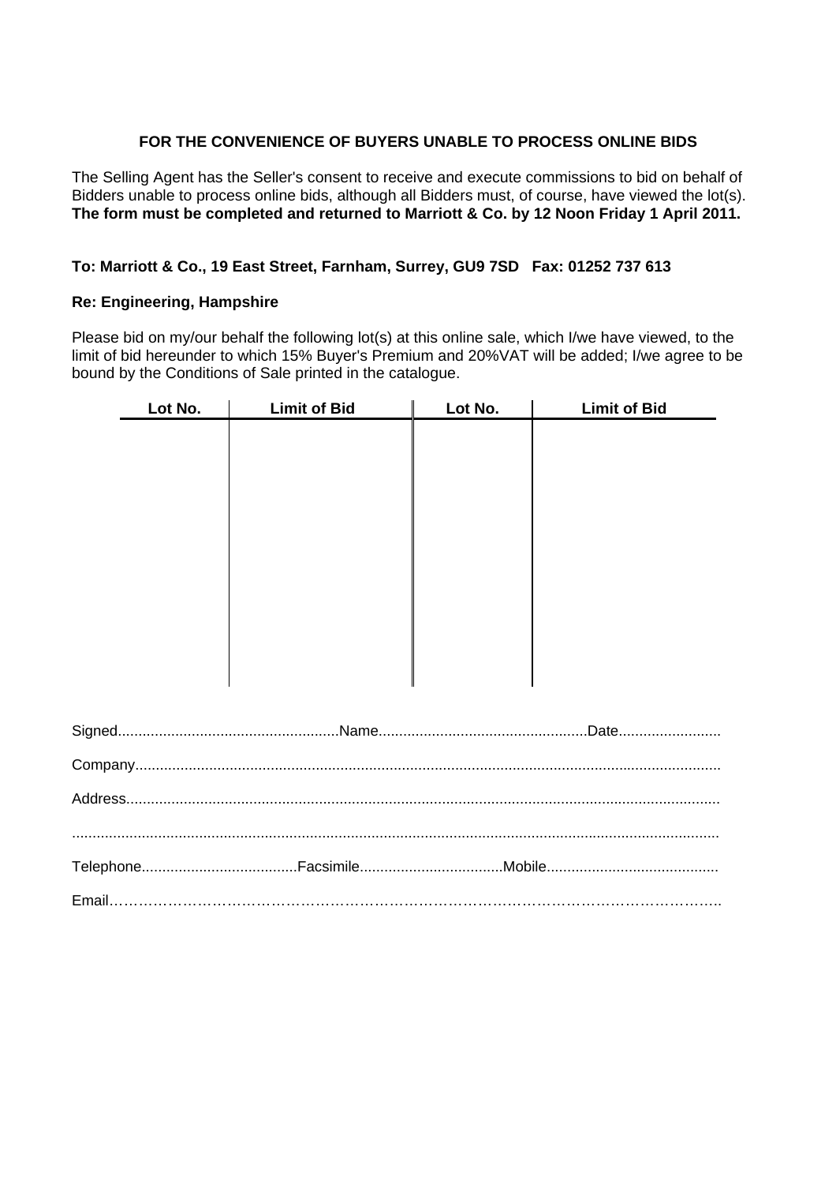**FOR THE CONVENIENCE OF BUYERS UNABLE TO PROCESS ONLINE BIDS**

The Selling Agent has the Seller's consent to receive and execute commissions to bid on behalf of Bidders unable to process online bids, although all Bidders must, of course, have viewed the lot(s). **The form must be completed and returned to Marriott & Co. by 12 Noon Friday 1 April 2011.**

**To: Marriott & Co., 19 East Street, Farnham, Surrey, GU9 7SD Fax: 01252 737 613**

**Re: Engineering, Hampshire**

Please bid on my/our behalf the following lot(s) at this online sale, which I/we have viewed, to the limit of bid hereunder to which 15% Buyer's Premium and 20%VAT will be added; I/we agree to be bound by the Conditions of Sale printed in the catalogue.

| Lot No. | Limit of Bid | Lot No. | Limit of Bid |
|---|---|---|---|
| | | | |

Signed......................................................Name...................................................Date.........................

Company.............................................................................................................................................

Address...............................................................................................................................................

...........................................................................................................................................................

Telephone......................................Facsimile...................................Mobile..........................................

Email…………………………………………………………………………………………………………..